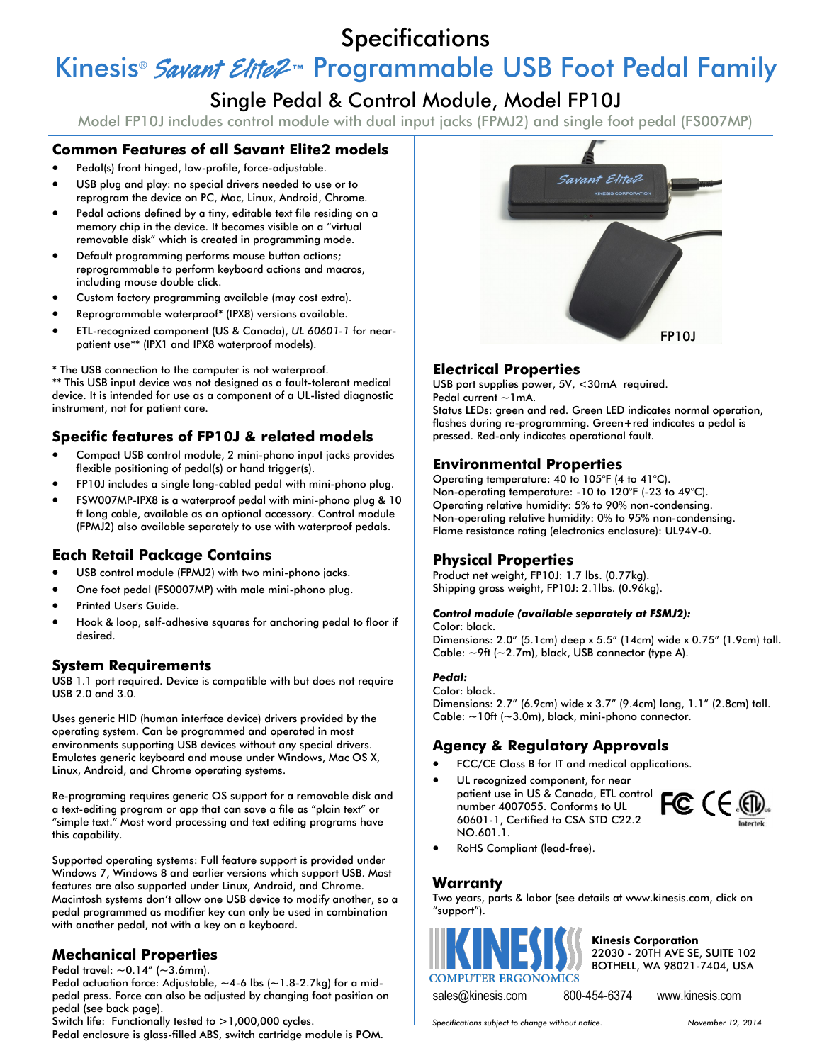# Specifications

## Kinesis® Savant Elite2™ Programmable USB Foot Pedal Family

### Single Pedal & Control Module, Model FP10J

Model FP10J includes control module with dual input jacks (FPMJ2) and single foot pedal (FS007MP)

## Common Features of all Savant Elite2 models

- Pedal(s) front hinged, low-profile, force-adjustable.
- USB plug and play: no special drivers needed to use or to reprogram the device on PC, Mac, Linux, Android, Chrome.
- Pedal actions defined by a tiny, editable text file residing on a memory chip in the device. It becomes visible on a "virtual removable disk" which is created in programming mode.
- Default programming performs mouse button actions; reprogrammable to perform keyboard actions and macros, including mouse double click.
- Custom factory programming available (may cost extra).
- Reprogrammable waterproof* (IPX8) versions available.
- ETL-recognized component (US & Canada), *UL 60601-1* for near-patient use** (IPX1 and IPX8 waterproof models).

* The USB connection to the computer is not waterproof.
** This USB input device was not designed as a fault-tolerant medical device. It is intended for use as a component of a UL-listed diagnostic instrument, not for patient care.

## Specific features of FP10J & related models

- Compact USB control module, 2 mini-phono input jacks provides flexible positioning of pedal(s) or hand trigger(s).
- FP10J includes a single long-cabled pedal with mini-phono plug.
- FSW007MP-IPX8 is a waterproof pedal with mini-phono plug & 10 ft long cable, available as an optional accessory. Control module (FPMJ2) also available separately to use with waterproof pedals.

## Each Retail Package Contains

- USB control module (FPMJ2) with two mini-phono jacks.
- One foot pedal (FS0007MP) with male mini-phono plug.
- Printed User's Guide.
- Hook & loop, self-adhesive squares for anchoring pedal to floor if desired.

## System Requirements

USB 1.1 port required. Device is compatible with but does not require USB 2.0 and 3.0.

Uses generic HID (human interface device) drivers provided by the operating system. Can be programmed and operated in most environments supporting USB devices without any special drivers. Emulates generic keyboard and mouse under Windows, Mac OS X, Linux, Android, and Chrome operating systems.

Re-programing requires generic OS support for a removable disk and a text-editing program or app that can save a file as "plain text" or "simple text." Most word processing and text editing programs have this capability.

Supported operating systems: Full feature support is provided under Windows 7, Windows 8 and earlier versions which support USB. Most features are also supported under Linux, Android, and Chrome. Macintosh systems don't allow one USB device to modify another, so a pedal programmed as modifier key can only be used in combination with another pedal, not with a key on a keyboard.

## Mechanical Properties

Pedal travel: ~0.14" (~3.6mm).
Pedal actuation force: Adjustable, ~4-6 lbs (~1.8-2.7kg) for a mid-pedal press. Force can also be adjusted by changing foot position on pedal (see back page).
Switch life: Functionally tested to >1,000,000 cycles.
Pedal enclosure is glass-filled ABS, switch cartridge module is POM.

FP10J

## Electrical Properties

USB port supplies power, 5V, <30mA required.
Pedal current ~1mA.
Status LEDs: green and red. Green LED indicates normal operation, flashes during re-programming. Green+red indicates a pedal is pressed. Red-only indicates operational fault.

## Environmental Properties

Operating temperature: 40 to 105°F (4 to 41°C).
Non-operating temperature: -10 to 120°F (-23 to 49°C).
Operating relative humidity: 5% to 90% non-condensing.
Non-operating relative humidity: 0% to 95% non-condensing.
Flame resistance rating (electronics enclosure): UL94V-0.

## Physical Properties

Product net weight, FP10J: 1.7 lbs. (0.77kg).
Shipping gross weight, FP10J: 2.1lbs. (0.96kg).

***Control module (available separately at FSMJ2):***
Color: black.
Dimensions: 2.0" (5.1cm) deep x 5.5" (14cm) wide x 0.75" (1.9cm) tall.
Cable: ~9ft (~2.7m), black, USB connector (type A).

***Pedal:***
Color: black.
Dimensions: 2.7" (6.9cm) wide x 3.7" (9.4cm) long, 1.1" (2.8cm) tall.
Cable: ~10ft (~3.0m), black, mini-phono connector.

## Agency & Regulatory Approvals

- FCC/CE Class B for IT and medical applications.
- UL recognized component, for near patient use in US & Canada, ETL control number 4007055. Conforms to UL 60601-1, Certified to CSA STD C22.2 NO.601.1.
- RoHS Compliant (lead-free).

## Warranty

Two years, parts & labor (see details at www.kinesis.com, click on "support").

KINESIS COMPUTER ERGONOMICS

**Kinesis Corporation**
22030 - 20TH AVE SE, SUITE 102
BOTHELL, WA 98021-7404, USA

sales@kinesis.com    800-454-6374    www.kinesis.com

*Specifications subject to change without notice.*    *November 12, 2014*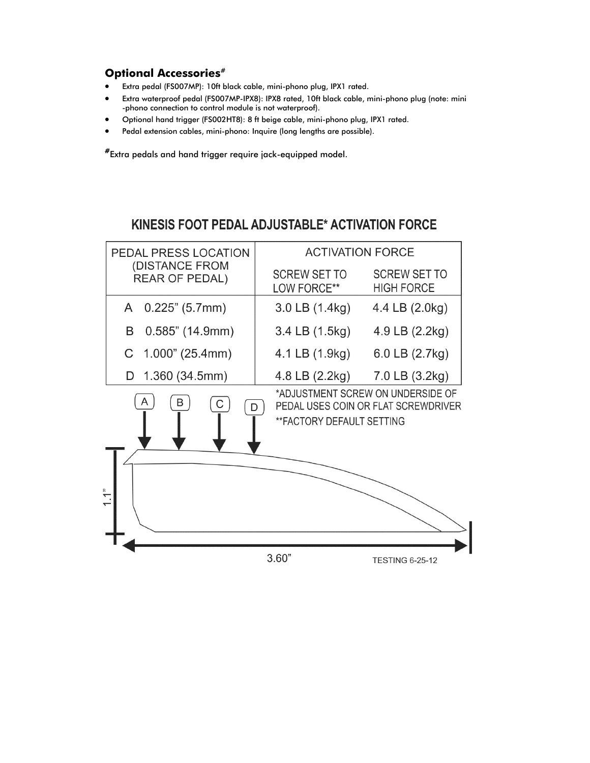### Optional Accessories[#]

- Extra pedal (FS007MP): 10ft black cable, mini-phono plug, IPX1 rated.
- Extra waterproof pedal (FS007MP-IPX8): IPX8 rated, 10ft black cable, mini-phono plug (note: mini -phono connection to control module is not waterproof).
- Optional hand trigger (FS002HT8): 8 ft beige cable, mini-phono plug, IPX1 rated.
- Pedal extension cables, mini-phono: Inquire (long lengths are possible).

[#]Extra pedals and hand trigger require jack-equipped model.

## KINESIS FOOT PEDAL ADJUSTABLE* ACTIVATION FORCE

| PEDAL PRESS LOCATION (DISTANCE FROM REAR OF PEDAL) | ACTIVATION FORCE | |
|---|---|---|
| | SCREW SET TO LOW FORCE** | SCREW SET TO HIGH FORCE |
| A 0.225" (5.7mm) | 3.0 LB (1.4kg) | 4.4 LB (2.0kg) |
| B 0.585" (14.9mm) | 3.4 LB (1.5kg) | 4.9 LB (2.2kg) |
| C 1.000" (25.4mm) | 4.1 LB (1.9kg) | 6.0 LB (2.7kg) |
| D 1.360 (34.5mm) | 4.8 LB (2.2kg) | 7.0 LB (3.2kg) |

*ADJUSTMENT SCREW ON UNDERSIDE OF PEDAL USES COIN OR FLAT SCREWDRIVER

**FACTORY DEFAULT SETTING

A B C D

1.1"

3.60"

TESTING 6-25-12